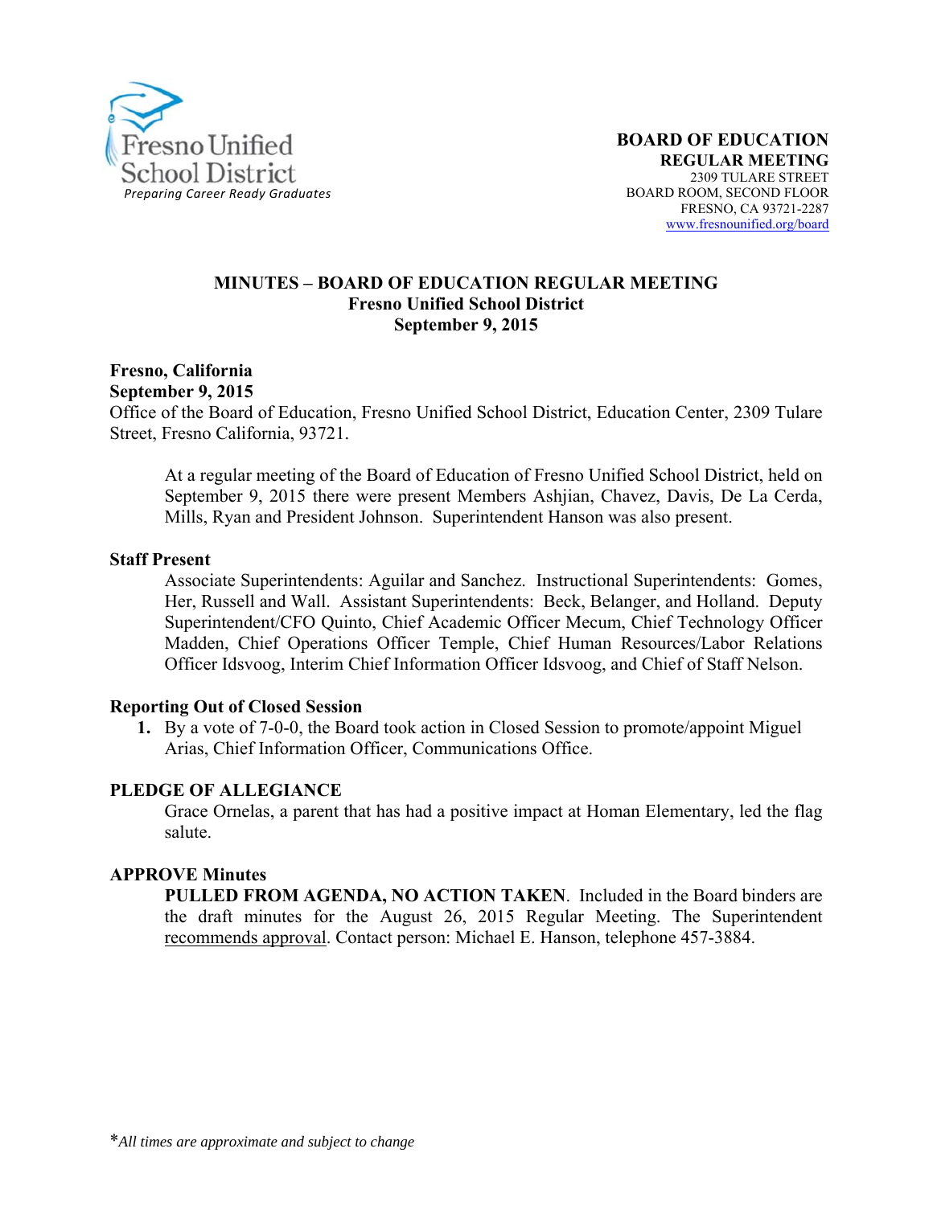Fresno Unified School District
*Preparing Career Ready Graduates*

**BOARD OF EDUCATION**
**REGULAR MEETING**
2309 TULARE STREET
BOARD ROOM, SECOND FLOOR
FRESNO, CA 93721-2287
www.fresnounified.org/board

# MINUTES – BOARD OF EDUCATION REGULAR MEETING
## Fresno Unified School District
## September 9, 2015

**Fresno, California**
**September 9, 2015**
Office of the Board of Education, Fresno Unified School District, Education Center, 2309 Tulare Street, Fresno California, 93721.

At a regular meeting of the Board of Education of Fresno Unified School District, held on September 9, 2015 there were present Members Ashjian, Chavez, Davis, De La Cerda, Mills, Ryan and President Johnson. Superintendent Hanson was also present.

### Staff Present

Associate Superintendents: Aguilar and Sanchez. Instructional Superintendents: Gomes, Her, Russell and Wall. Assistant Superintendents: Beck, Belanger, and Holland. Deputy Superintendent/CFO Quinto, Chief Academic Officer Mecum, Chief Technology Officer Madden, Chief Operations Officer Temple, Chief Human Resources/Labor Relations Officer Idsvoog, Interim Chief Information Officer Idsvoog, and Chief of Staff Nelson.

### Reporting Out of Closed Session

1. By a vote of 7-0-0, the Board took action in Closed Session to promote/appoint Miguel Arias, Chief Information Officer, Communications Office.

### PLEDGE OF ALLEGIANCE

Grace Ornelas, a parent that has had a positive impact at Homan Elementary, led the flag salute.

### APPROVE Minutes

**PULLED FROM AGENDA, NO ACTION TAKEN**. Included in the Board binders are the draft minutes for the August 26, 2015 Regular Meeting. The Superintendent recommends approval. Contact person: Michael E. Hanson, telephone 457-3884.

*All times are approximate and subject to change*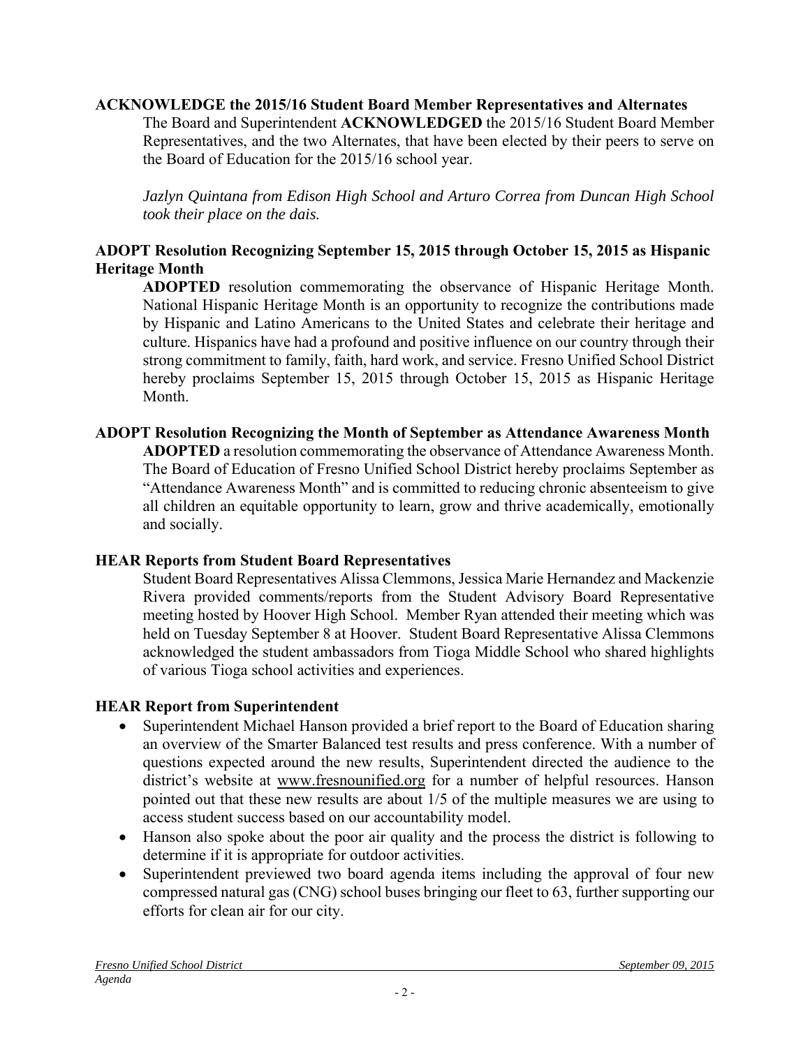**ACKNOWLEDGE the 2015/16 Student Board Member Representatives and Alternates**

The Board and Superintendent **ACKNOWLEDGED** the 2015/16 Student Board Member Representatives, and the two Alternates, that have been elected by their peers to serve on the Board of Education for the 2015/16 school year.

*Jazlyn Quintana from Edison High School and Arturo Correa from Duncan High School took their place on the dais.*

**ADOPT Resolution Recognizing September 15, 2015 through October 15, 2015 as Hispanic Heritage Month**

**ADOPTED** resolution commemorating the observance of Hispanic Heritage Month. National Hispanic Heritage Month is an opportunity to recognize the contributions made by Hispanic and Latino Americans to the United States and celebrate their heritage and culture. Hispanics have had a profound and positive influence on our country through their strong commitment to family, faith, hard work, and service. Fresno Unified School District hereby proclaims September 15, 2015 through October 15, 2015 as Hispanic Heritage Month.

**ADOPT Resolution Recognizing the Month of September as Attendance Awareness Month**

**ADOPTED** a resolution commemorating the observance of Attendance Awareness Month. The Board of Education of Fresno Unified School District hereby proclaims September as "Attendance Awareness Month" and is committed to reducing chronic absenteeism to give all children an equitable opportunity to learn, grow and thrive academically, emotionally and socially.

**HEAR Reports from Student Board Representatives**

Student Board Representatives Alissa Clemmons, Jessica Marie Hernandez and Mackenzie Rivera provided comments/reports from the Student Advisory Board Representative meeting hosted by Hoover High School. Member Ryan attended their meeting which was held on Tuesday September 8 at Hoover. Student Board Representative Alissa Clemmons acknowledged the student ambassadors from Tioga Middle School who shared highlights of various Tioga school activities and experiences.

**HEAR Report from Superintendent**

- Superintendent Michael Hanson provided a brief report to the Board of Education sharing an overview of the Smarter Balanced test results and press conference. With a number of questions expected around the new results, Superintendent directed the audience to the district's website at www.fresnounified.org for a number of helpful resources. Hanson pointed out that these new results are about 1/5 of the multiple measures we are using to access student success based on our accountability model.
- Hanson also spoke about the poor air quality and the process the district is following to determine if it is appropriate for outdoor activities.
- Superintendent previewed two board agenda items including the approval of four new compressed natural gas (CNG) school buses bringing our fleet to 63, further supporting our efforts for clean air for our city.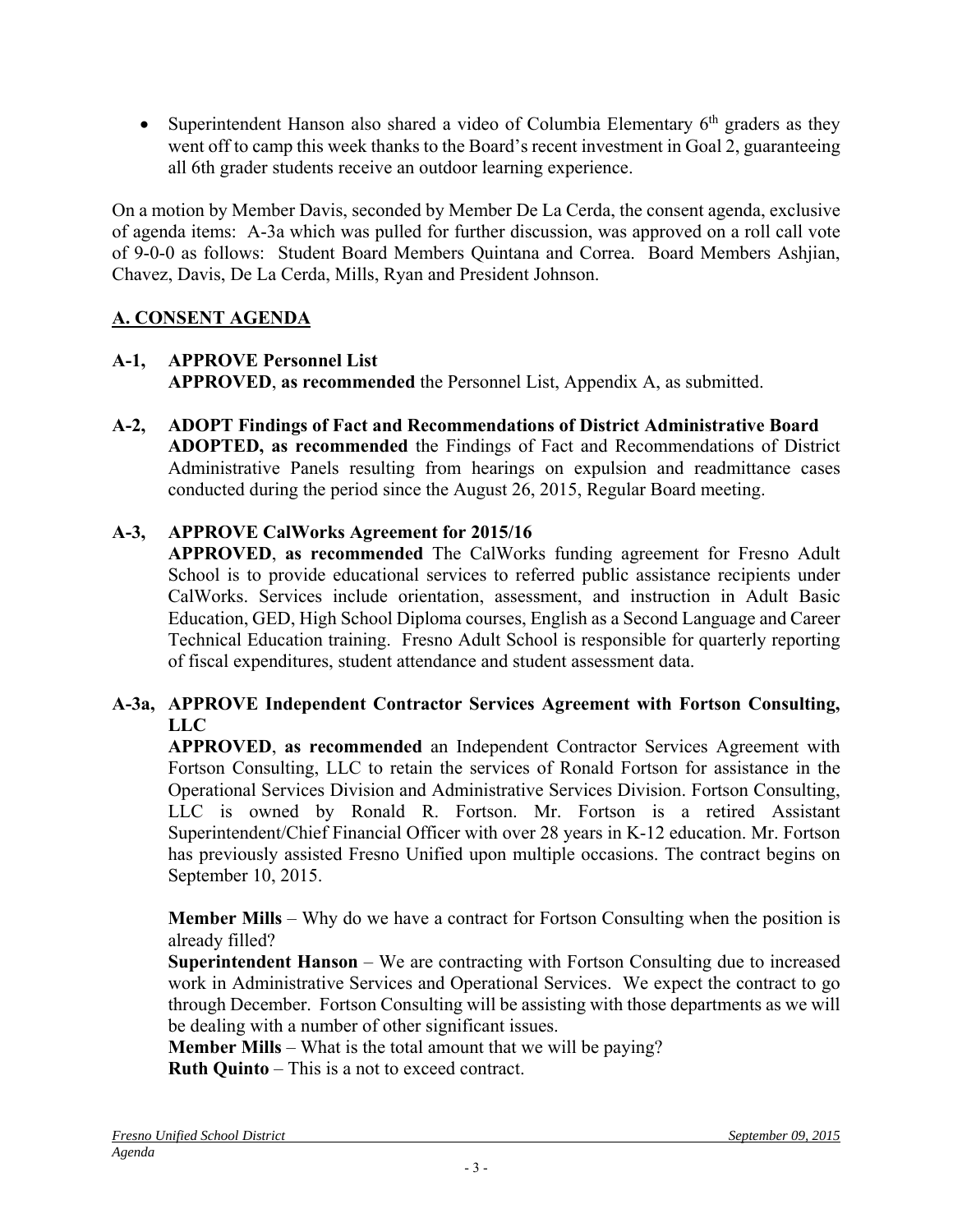- Superintendent Hanson also shared a video of Columbia Elementary 6th graders as they went off to camp this week thanks to the Board's recent investment in Goal 2, guaranteeing all 6th grader students receive an outdoor learning experience.

On a motion by Member Davis, seconded by Member De La Cerda, the consent agenda, exclusive of agenda items: A-3a which was pulled for further discussion, was approved on a roll call vote of 9-0-0 as follows: Student Board Members Quintana and Correa. Board Members Ashjian, Chavez, Davis, De La Cerda, Mills, Ryan and President Johnson.

## A. CONSENT AGENDA

**A-1, APPROVE Personnel List**
**APPROVED**, **as recommended** the Personnel List, Appendix A, as submitted.

**A-2, ADOPT Findings of Fact and Recommendations of District Administrative Board**
**ADOPTED, as recommended** the Findings of Fact and Recommendations of District Administrative Panels resulting from hearings on expulsion and readmittance cases conducted during the period since the August 26, 2015, Regular Board meeting.

**A-3, APPROVE CalWorks Agreement for 2015/16**
**APPROVED**, **as recommended** The CalWorks funding agreement for Fresno Adult School is to provide educational services to referred public assistance recipients under CalWorks. Services include orientation, assessment, and instruction in Adult Basic Education, GED, High School Diploma courses, English as a Second Language and Career Technical Education training. Fresno Adult School is responsible for quarterly reporting of fiscal expenditures, student attendance and student assessment data.

**A-3a, APPROVE Independent Contractor Services Agreement with Fortson Consulting, LLC**
**APPROVED**, **as recommended** an Independent Contractor Services Agreement with Fortson Consulting, LLC to retain the services of Ronald Fortson for assistance in the Operational Services Division and Administrative Services Division. Fortson Consulting, LLC is owned by Ronald R. Fortson. Mr. Fortson is a retired Assistant Superintendent/Chief Financial Officer with over 28 years in K-12 education. Mr. Fortson has previously assisted Fresno Unified upon multiple occasions. The contract begins on September 10, 2015.

**Member Mills** – Why do we have a contract for Fortson Consulting when the position is already filled?
**Superintendent Hanson** – We are contracting with Fortson Consulting due to increased work in Administrative Services and Operational Services. We expect the contract to go through December. Fortson Consulting will be assisting with those departments as we will be dealing with a number of other significant issues.
**Member Mills** – What is the total amount that we will be paying?
**Ruth Quinto** – This is a not to exceed contract.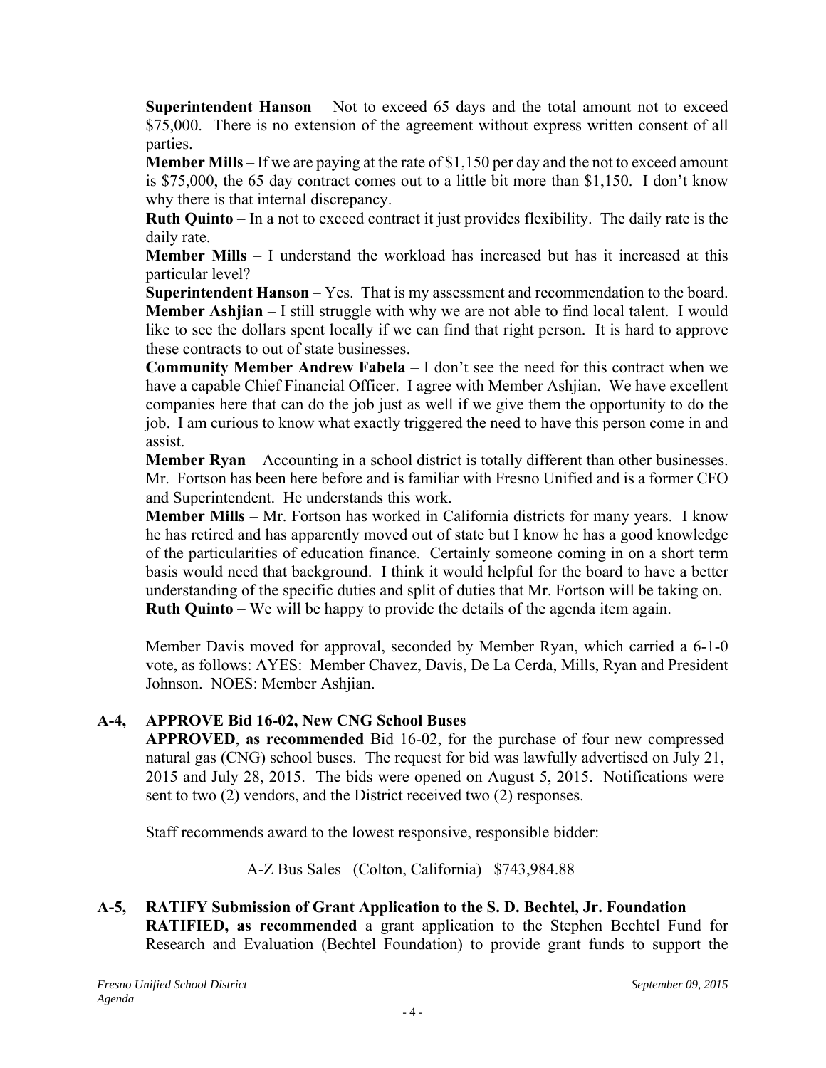**Superintendent Hanson** – Not to exceed 65 days and the total amount not to exceed $75,000. There is no extension of the agreement without express written consent of all parties.

**Member Mills** – If we are paying at the rate of $1,150 per day and the not to exceed amount is $75,000, the 65 day contract comes out to a little bit more than $1,150. I don't know why there is that internal discrepancy.

**Ruth Quinto** – In a not to exceed contract it just provides flexibility. The daily rate is the daily rate.

**Member Mills** – I understand the workload has increased but has it increased at this particular level?

**Superintendent Hanson** – Yes. That is my assessment and recommendation to the board.

**Member Ashjian** – I still struggle with why we are not able to find local talent. I would like to see the dollars spent locally if we can find that right person. It is hard to approve these contracts to out of state businesses.

**Community Member Andrew Fabela** – I don't see the need for this contract when we have a capable Chief Financial Officer. I agree with Member Ashjian. We have excellent companies here that can do the job just as well if we give them the opportunity to do the job. I am curious to know what exactly triggered the need to have this person come in and assist.

**Member Ryan** – Accounting in a school district is totally different than other businesses. Mr. Fortson has been here before and is familiar with Fresno Unified and is a former CFO and Superintendent. He understands this work.

**Member Mills** – Mr. Fortson has worked in California districts for many years. I know he has retired and has apparently moved out of state but I know he has a good knowledge of the particularities of education finance. Certainly someone coming in on a short term basis would need that background. I think it would helpful for the board to have a better understanding of the specific duties and split of duties that Mr. Fortson will be taking on.

**Ruth Quinto** – We will be happy to provide the details of the agenda item again.

Member Davis moved for approval, seconded by Member Ryan, which carried a 6-1-0 vote, as follows: AYES: Member Chavez, Davis, De La Cerda, Mills, Ryan and President Johnson. NOES: Member Ashjian.

## A-4, APPROVE Bid 16-02, New CNG School Buses

**APPROVED**, **as recommended** Bid 16-02, for the purchase of four new compressed natural gas (CNG) school buses. The request for bid was lawfully advertised on July 21, 2015 and July 28, 2015. The bids were opened on August 5, 2015. Notifications were sent to two (2) vendors, and the District received two (2) responses.

Staff recommends award to the lowest responsive, responsible bidder:

A-Z Bus Sales (Colton, California) $743,984.88

## A-5, RATIFY Submission of Grant Application to the S. D. Bechtel, Jr. Foundation

**RATIFIED, as recommended** a grant application to the Stephen Bechtel Fund for Research and Evaluation (Bechtel Foundation) to provide grant funds to support the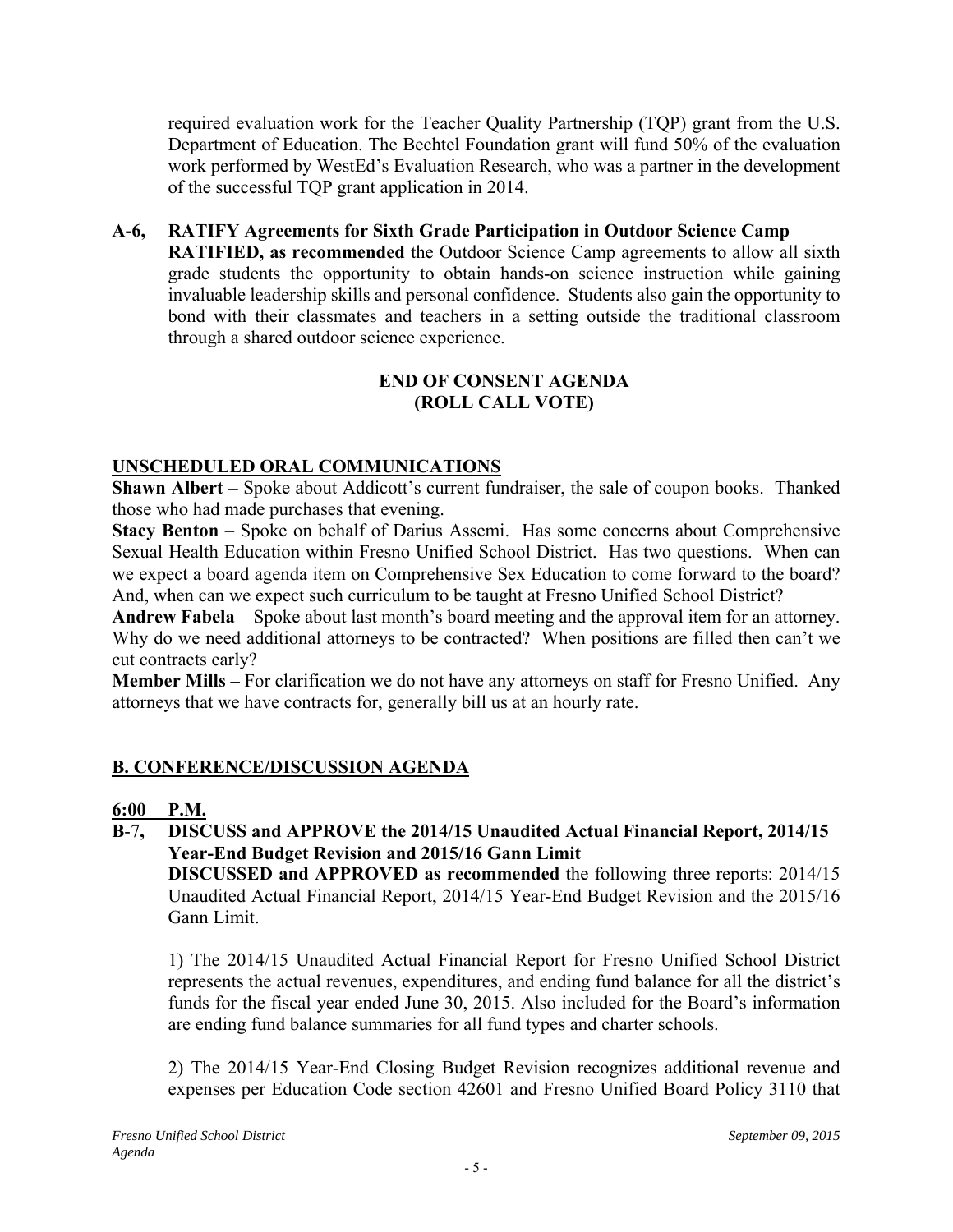required evaluation work for the Teacher Quality Partnership (TQP) grant from the U.S. Department of Education. The Bechtel Foundation grant will fund 50% of the evaluation work performed by WestEd's Evaluation Research, who was a partner in the development of the successful TQP grant application in 2014.

**A-6, RATIFY Agreements for Sixth Grade Participation in Outdoor Science Camp**
**RATIFIED, as recommended** the Outdoor Science Camp agreements to allow all sixth grade students the opportunity to obtain hands-on science instruction while gaining invaluable leadership skills and personal confidence. Students also gain the opportunity to bond with their classmates and teachers in a setting outside the traditional classroom through a shared outdoor science experience.

**END OF CONSENT AGENDA**
**(ROLL CALL VOTE)**

## UNSCHEDULED ORAL COMMUNICATIONS

**Shawn Albert** – Spoke about Addicott's current fundraiser, the sale of coupon books. Thanked those who had made purchases that evening.
**Stacy Benton** – Spoke on behalf of Darius Assemi. Has some concerns about Comprehensive Sexual Health Education within Fresno Unified School District. Has two questions. When can we expect a board agenda item on Comprehensive Sex Education to come forward to the board? And, when can we expect such curriculum to be taught at Fresno Unified School District?
**Andrew Fabela** – Spoke about last month's board meeting and the approval item for an attorney. Why do we need additional attorneys to be contracted? When positions are filled then can't we cut contracts early?
**Member Mills –** For clarification we do not have any attorneys on staff for Fresno Unified. Any attorneys that we have contracts for, generally bill us at an hourly rate.

## B. CONFERENCE/DISCUSSION AGENDA

**6:00 P.M.**

**B-7, DISCUSS and APPROVE the 2014/15 Unaudited Actual Financial Report, 2014/15 Year-End Budget Revision and 2015/16 Gann Limit**
**DISCUSSED and APPROVED as recommended** the following three reports: 2014/15 Unaudited Actual Financial Report, 2014/15 Year-End Budget Revision and the 2015/16 Gann Limit.

1) The 2014/15 Unaudited Actual Financial Report for Fresno Unified School District represents the actual revenues, expenditures, and ending fund balance for all the district's funds for the fiscal year ended June 30, 2015. Also included for the Board's information are ending fund balance summaries for all fund types and charter schools.

2) The 2014/15 Year-End Closing Budget Revision recognizes additional revenue and expenses per Education Code section 42601 and Fresno Unified Board Policy 3110 that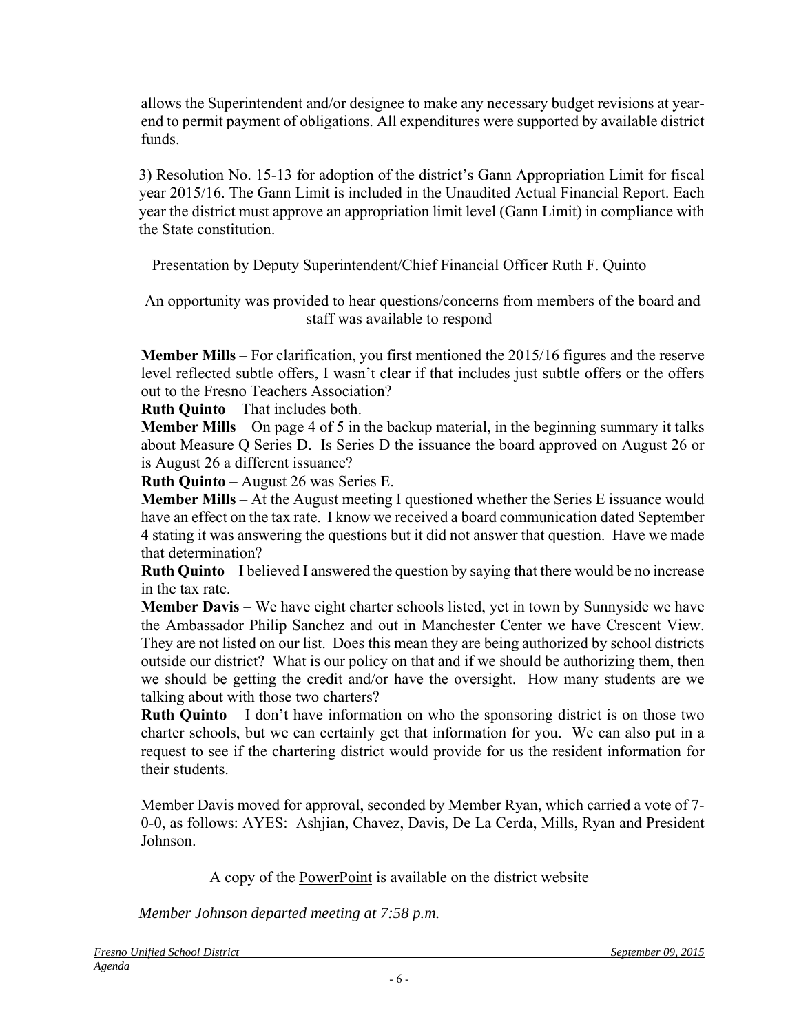allows the Superintendent and/or designee to make any necessary budget revisions at year-end to permit payment of obligations. All expenditures were supported by available district funds.

3) Resolution No. 15-13 for adoption of the district's Gann Appropriation Limit for fiscal year 2015/16. The Gann Limit is included in the Unaudited Actual Financial Report. Each year the district must approve an appropriation limit level (Gann Limit) in compliance with the State constitution.

Presentation by Deputy Superintendent/Chief Financial Officer Ruth F. Quinto

An opportunity was provided to hear questions/concerns from members of the board and staff was available to respond

**Member Mills** – For clarification, you first mentioned the 2015/16 figures and the reserve level reflected subtle offers, I wasn't clear if that includes just subtle offers or the offers out to the Fresno Teachers Association?

**Ruth Quinto** – That includes both.

**Member Mills** – On page 4 of 5 in the backup material, in the beginning summary it talks about Measure Q Series D. Is Series D the issuance the board approved on August 26 or is August 26 a different issuance?

**Ruth Quinto** – August 26 was Series E.

**Member Mills** – At the August meeting I questioned whether the Series E issuance would have an effect on the tax rate. I know we received a board communication dated September 4 stating it was answering the questions but it did not answer that question. Have we made that determination?

**Ruth Quinto** – I believed I answered the question by saying that there would be no increase in the tax rate.

**Member Davis** – We have eight charter schools listed, yet in town by Sunnyside we have the Ambassador Philip Sanchez and out in Manchester Center we have Crescent View. They are not listed on our list. Does this mean they are being authorized by school districts outside our district? What is our policy on that and if we should be authorizing them, then we should be getting the credit and/or have the oversight. How many students are we talking about with those two charters?

**Ruth Quinto** – I don't have information on who the sponsoring district is on those two charter schools, but we can certainly get that information for you. We can also put in a request to see if the chartering district would provide for us the resident information for their students.

Member Davis moved for approval, seconded by Member Ryan, which carried a vote of 7-0-0, as follows: AYES: Ashjian, Chavez, Davis, De La Cerda, Mills, Ryan and President Johnson.

A copy of the PowerPoint is available on the district website

*Member Johnson departed meeting at 7:58 p.m.*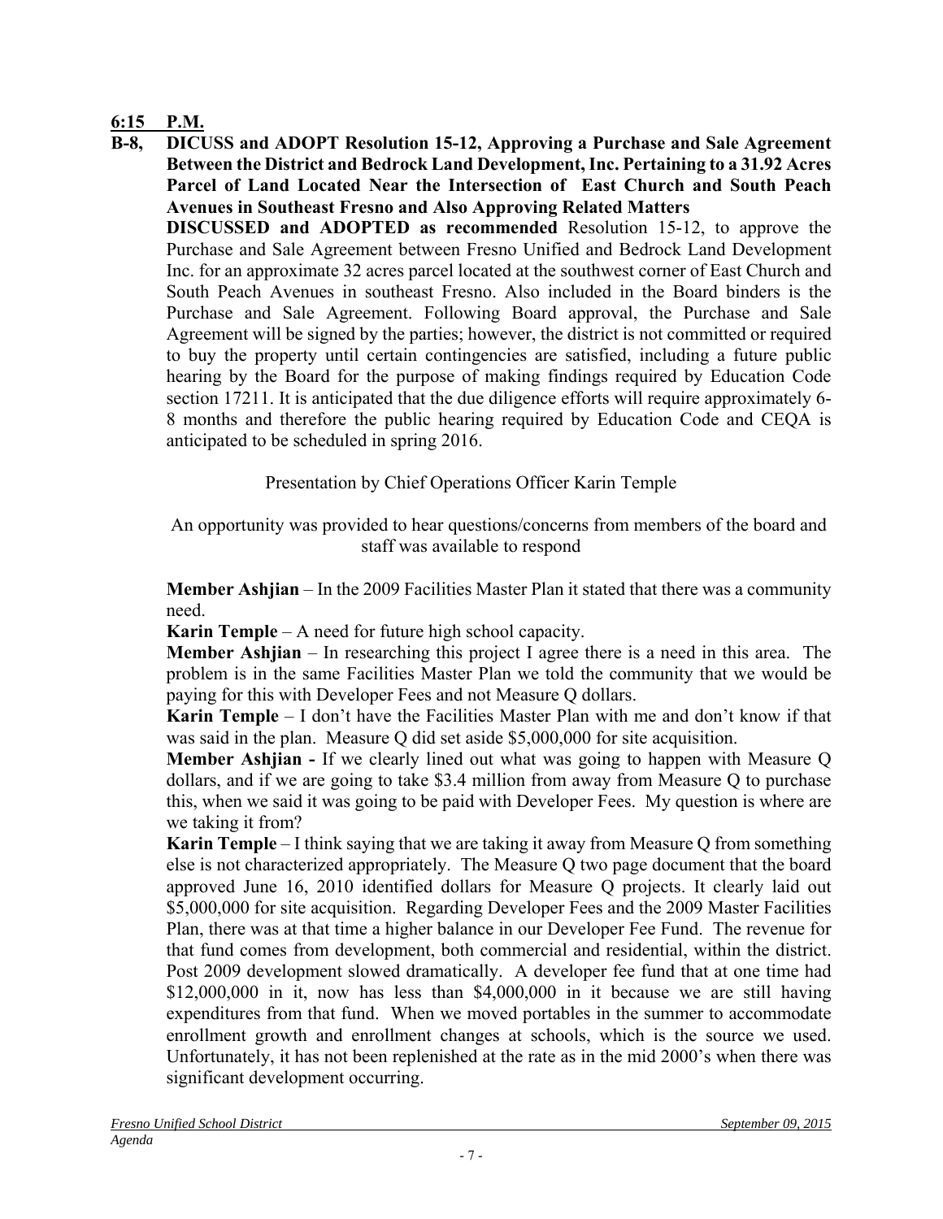**6:15 P.M.**

**B-8, DICUSS and ADOPT Resolution 15-12, Approving a Purchase and Sale Agreement Between the District and Bedrock Land Development, Inc. Pertaining to a 31.92 Acres Parcel of Land Located Near the Intersection of East Church and South Peach Avenues in Southeast Fresno and Also Approving Related Matters**

**DISCUSSED and ADOPTED as recommended** Resolution 15-12, to approve the Purchase and Sale Agreement between Fresno Unified and Bedrock Land Development Inc. for an approximate 32 acres parcel located at the southwest corner of East Church and South Peach Avenues in southeast Fresno. Also included in the Board binders is the Purchase and Sale Agreement. Following Board approval, the Purchase and Sale Agreement will be signed by the parties; however, the district is not committed or required to buy the property until certain contingencies are satisfied, including a future public hearing by the Board for the purpose of making findings required by Education Code section 17211. It is anticipated that the due diligence efforts will require approximately 6-8 months and therefore the public hearing required by Education Code and CEQA is anticipated to be scheduled in spring 2016.

Presentation by Chief Operations Officer Karin Temple

An opportunity was provided to hear questions/concerns from members of the board and staff was available to respond

**Member Ashjian** – In the 2009 Facilities Master Plan it stated that there was a community need.

**Karin Temple** – A need for future high school capacity.

**Member Ashjian** – In researching this project I agree there is a need in this area. The problem is in the same Facilities Master Plan we told the community that we would be paying for this with Developer Fees and not Measure Q dollars.

**Karin Temple** – I don't have the Facilities Master Plan with me and don't know if that was said in the plan. Measure Q did set aside $5,000,000 for site acquisition.

**Member Ashjian -** If we clearly lined out what was going to happen with Measure Q dollars, and if we are going to take $3.4 million from away from Measure Q to purchase this, when we said it was going to be paid with Developer Fees. My question is where are we taking it from?

**Karin Temple** – I think saying that we are taking it away from Measure Q from something else is not characterized appropriately. The Measure Q two page document that the board approved June 16, 2010 identified dollars for Measure Q projects. It clearly laid out $5,000,000 for site acquisition. Regarding Developer Fees and the 2009 Master Facilities Plan, there was at that time a higher balance in our Developer Fee Fund. The revenue for that fund comes from development, both commercial and residential, within the district. Post 2009 development slowed dramatically. A developer fee fund that at one time had $12,000,000 in it, now has less than $4,000,000 in it because we are still having expenditures from that fund. When we moved portables in the summer to accommodate enrollment growth and enrollment changes at schools, which is the source we used. Unfortunately, it has not been replenished at the rate as in the mid 2000's when there was significant development occurring.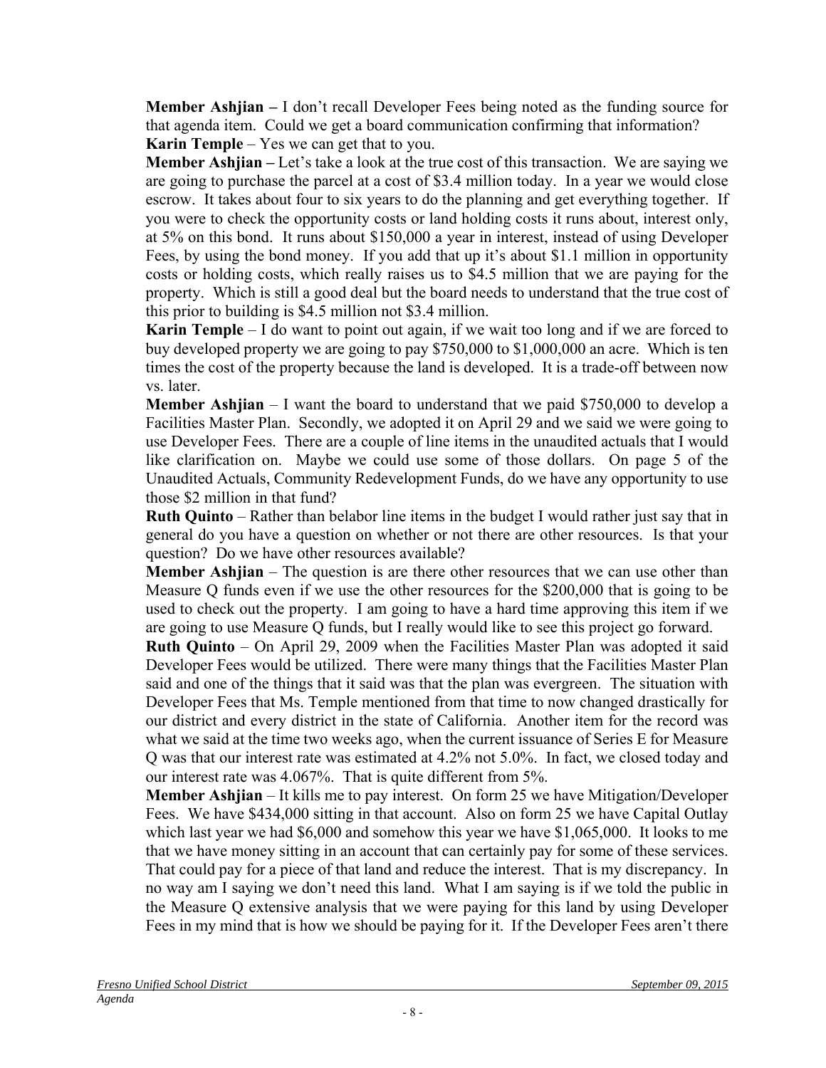**Member Ashjian –** I don't recall Developer Fees being noted as the funding source for that agenda item. Could we get a board communication confirming that information?

**Karin Temple** – Yes we can get that to you.

**Member Ashjian –** Let's take a look at the true cost of this transaction. We are saying we are going to purchase the parcel at a cost of $3.4 million today. In a year we would close escrow. It takes about four to six years to do the planning and get everything together. If you were to check the opportunity costs or land holding costs it runs about, interest only, at 5% on this bond. It runs about $150,000 a year in interest, instead of using Developer Fees, by using the bond money. If you add that up it's about $1.1 million in opportunity costs or holding costs, which really raises us to $4.5 million that we are paying for the property. Which is still a good deal but the board needs to understand that the true cost of this prior to building is $4.5 million not $3.4 million.

**Karin Temple** – I do want to point out again, if we wait too long and if we are forced to buy developed property we are going to pay $750,000 to $1,000,000 an acre. Which is ten times the cost of the property because the land is developed. It is a trade-off between now vs. later.

**Member Ashjian** – I want the board to understand that we paid $750,000 to develop a Facilities Master Plan. Secondly, we adopted it on April 29 and we said we were going to use Developer Fees. There are a couple of line items in the unaudited actuals that I would like clarification on. Maybe we could use some of those dollars. On page 5 of the Unaudited Actuals, Community Redevelopment Funds, do we have any opportunity to use those $2 million in that fund?

**Ruth Quinto** – Rather than belabor line items in the budget I would rather just say that in general do you have a question on whether or not there are other resources. Is that your question? Do we have other resources available?

**Member Ashjian** – The question is are there other resources that we can use other than Measure Q funds even if we use the other resources for the $200,000 that is going to be used to check out the property. I am going to have a hard time approving this item if we are going to use Measure Q funds, but I really would like to see this project go forward.

**Ruth Quinto** – On April 29, 2009 when the Facilities Master Plan was adopted it said Developer Fees would be utilized. There were many things that the Facilities Master Plan said and one of the things that it said was that the plan was evergreen. The situation with Developer Fees that Ms. Temple mentioned from that time to now changed drastically for our district and every district in the state of California. Another item for the record was what we said at the time two weeks ago, when the current issuance of Series E for Measure Q was that our interest rate was estimated at 4.2% not 5.0%. In fact, we closed today and our interest rate was 4.067%. That is quite different from 5%.

**Member Ashjian** – It kills me to pay interest. On form 25 we have Mitigation/Developer Fees. We have $434,000 sitting in that account. Also on form 25 we have Capital Outlay which last year we had $6,000 and somehow this year we have $1,065,000. It looks to me that we have money sitting in an account that can certainly pay for some of these services. That could pay for a piece of that land and reduce the interest. That is my discrepancy. In no way am I saying we don't need this land. What I am saying is if we told the public in the Measure Q extensive analysis that we were paying for this land by using Developer Fees in my mind that is how we should be paying for it. If the Developer Fees aren't there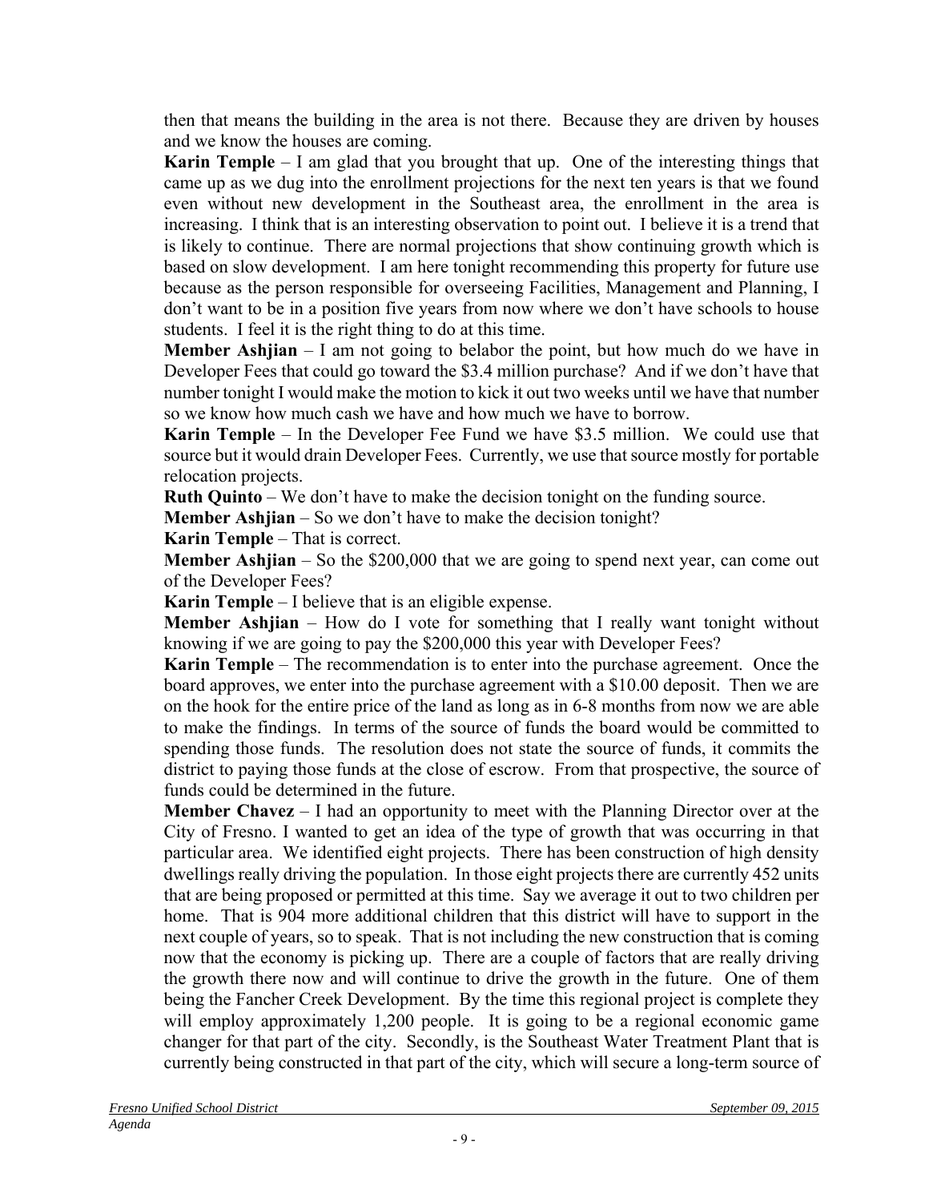then that means the building in the area is not there. Because they are driven by houses and we know the houses are coming.

**Karin Temple** – I am glad that you brought that up. One of the interesting things that came up as we dug into the enrollment projections for the next ten years is that we found even without new development in the Southeast area, the enrollment in the area is increasing. I think that is an interesting observation to point out. I believe it is a trend that is likely to continue. There are normal projections that show continuing growth which is based on slow development. I am here tonight recommending this property for future use because as the person responsible for overseeing Facilities, Management and Planning, I don't want to be in a position five years from now where we don't have schools to house students. I feel it is the right thing to do at this time.

**Member Ashjian** – I am not going to belabor the point, but how much do we have in Developer Fees that could go toward the $3.4 million purchase? And if we don't have that number tonight I would make the motion to kick it out two weeks until we have that number so we know how much cash we have and how much we have to borrow.

**Karin Temple** – In the Developer Fee Fund we have $3.5 million. We could use that source but it would drain Developer Fees. Currently, we use that source mostly for portable relocation projects.

**Ruth Quinto** – We don't have to make the decision tonight on the funding source.

**Member Ashjian** – So we don't have to make the decision tonight?

**Karin Temple** – That is correct.

**Member Ashjian** – So the $200,000 that we are going to spend next year, can come out of the Developer Fees?

**Karin Temple** – I believe that is an eligible expense.

**Member Ashjian** – How do I vote for something that I really want tonight without knowing if we are going to pay the $200,000 this year with Developer Fees?

**Karin Temple** – The recommendation is to enter into the purchase agreement. Once the board approves, we enter into the purchase agreement with a $10.00 deposit. Then we are on the hook for the entire price of the land as long as in 6-8 months from now we are able to make the findings. In terms of the source of funds the board would be committed to spending those funds. The resolution does not state the source of funds, it commits the district to paying those funds at the close of escrow. From that prospective, the source of funds could be determined in the future.

**Member Chavez** – I had an opportunity to meet with the Planning Director over at the City of Fresno. I wanted to get an idea of the type of growth that was occurring in that particular area. We identified eight projects. There has been construction of high density dwellings really driving the population. In those eight projects there are currently 452 units that are being proposed or permitted at this time. Say we average it out to two children per home. That is 904 more additional children that this district will have to support in the next couple of years, so to speak. That is not including the new construction that is coming now that the economy is picking up. There are a couple of factors that are really driving the growth there now and will continue to drive the growth in the future. One of them being the Fancher Creek Development. By the time this regional project is complete they will employ approximately 1,200 people. It is going to be a regional economic game changer for that part of the city. Secondly, is the Southeast Water Treatment Plant that is currently being constructed in that part of the city, which will secure a long-term source of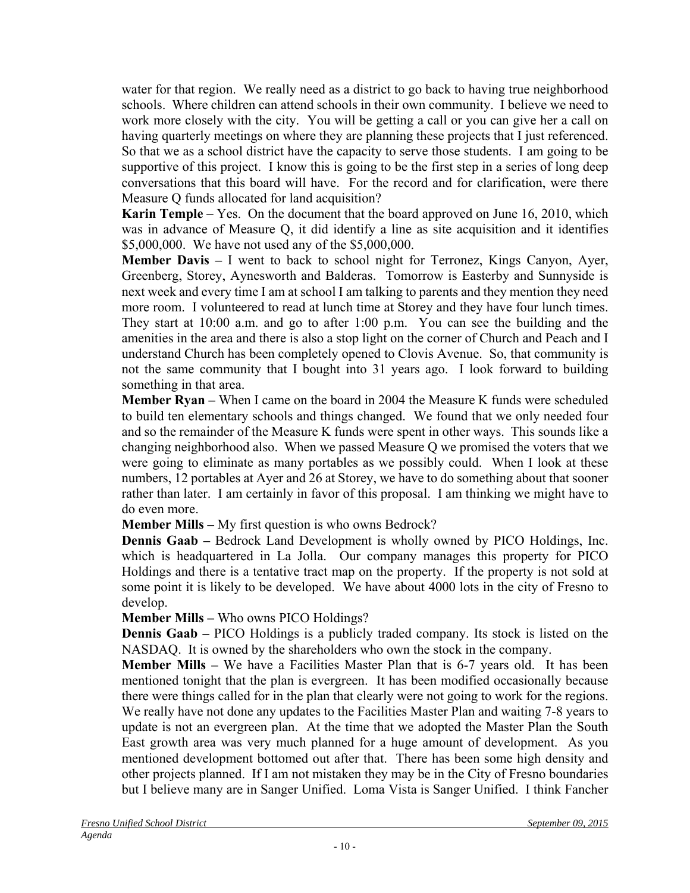water for that region. We really need as a district to go back to having true neighborhood schools. Where children can attend schools in their own community. I believe we need to work more closely with the city. You will be getting a call or you can give her a call on having quarterly meetings on where they are planning these projects that I just referenced. So that we as a school district have the capacity to serve those students. I am going to be supportive of this project. I know this is going to be the first step in a series of long deep conversations that this board will have. For the record and for clarification, were there Measure Q funds allocated for land acquisition?

**Karin Temple** – Yes. On the document that the board approved on June 16, 2010, which was in advance of Measure Q, it did identify a line as site acquisition and it identifies $5,000,000. We have not used any of the $5,000,000.

**Member Davis –** I went to back to school night for Terronez, Kings Canyon, Ayer, Greenberg, Storey, Aynesworth and Balderas. Tomorrow is Easterby and Sunnyside is next week and every time I am at school I am talking to parents and they mention they need more room. I volunteered to read at lunch time at Storey and they have four lunch times. They start at 10:00 a.m. and go to after 1:00 p.m. You can see the building and the amenities in the area and there is also a stop light on the corner of Church and Peach and I understand Church has been completely opened to Clovis Avenue. So, that community is not the same community that I bought into 31 years ago. I look forward to building something in that area.

**Member Ryan –** When I came on the board in 2004 the Measure K funds were scheduled to build ten elementary schools and things changed. We found that we only needed four and so the remainder of the Measure K funds were spent in other ways. This sounds like a changing neighborhood also. When we passed Measure Q we promised the voters that we were going to eliminate as many portables as we possibly could. When I look at these numbers, 12 portables at Ayer and 26 at Storey, we have to do something about that sooner rather than later. I am certainly in favor of this proposal. I am thinking we might have to do even more.

**Member Mills –** My first question is who owns Bedrock?

**Dennis Gaab –** Bedrock Land Development is wholly owned by PICO Holdings, Inc. which is headquartered in La Jolla. Our company manages this property for PICO Holdings and there is a tentative tract map on the property. If the property is not sold at some point it is likely to be developed. We have about 4000 lots in the city of Fresno to develop.

**Member Mills –** Who owns PICO Holdings?

**Dennis Gaab –** PICO Holdings is a publicly traded company. Its stock is listed on the NASDAQ. It is owned by the shareholders who own the stock in the company.

**Member Mills –** We have a Facilities Master Plan that is 6-7 years old. It has been mentioned tonight that the plan is evergreen. It has been modified occasionally because there were things called for in the plan that clearly were not going to work for the regions. We really have not done any updates to the Facilities Master Plan and waiting 7-8 years to update is not an evergreen plan. At the time that we adopted the Master Plan the South East growth area was very much planned for a huge amount of development. As you mentioned development bottomed out after that. There has been some high density and other projects planned. If I am not mistaken they may be in the City of Fresno boundaries but I believe many are in Sanger Unified. Loma Vista is Sanger Unified. I think Fancher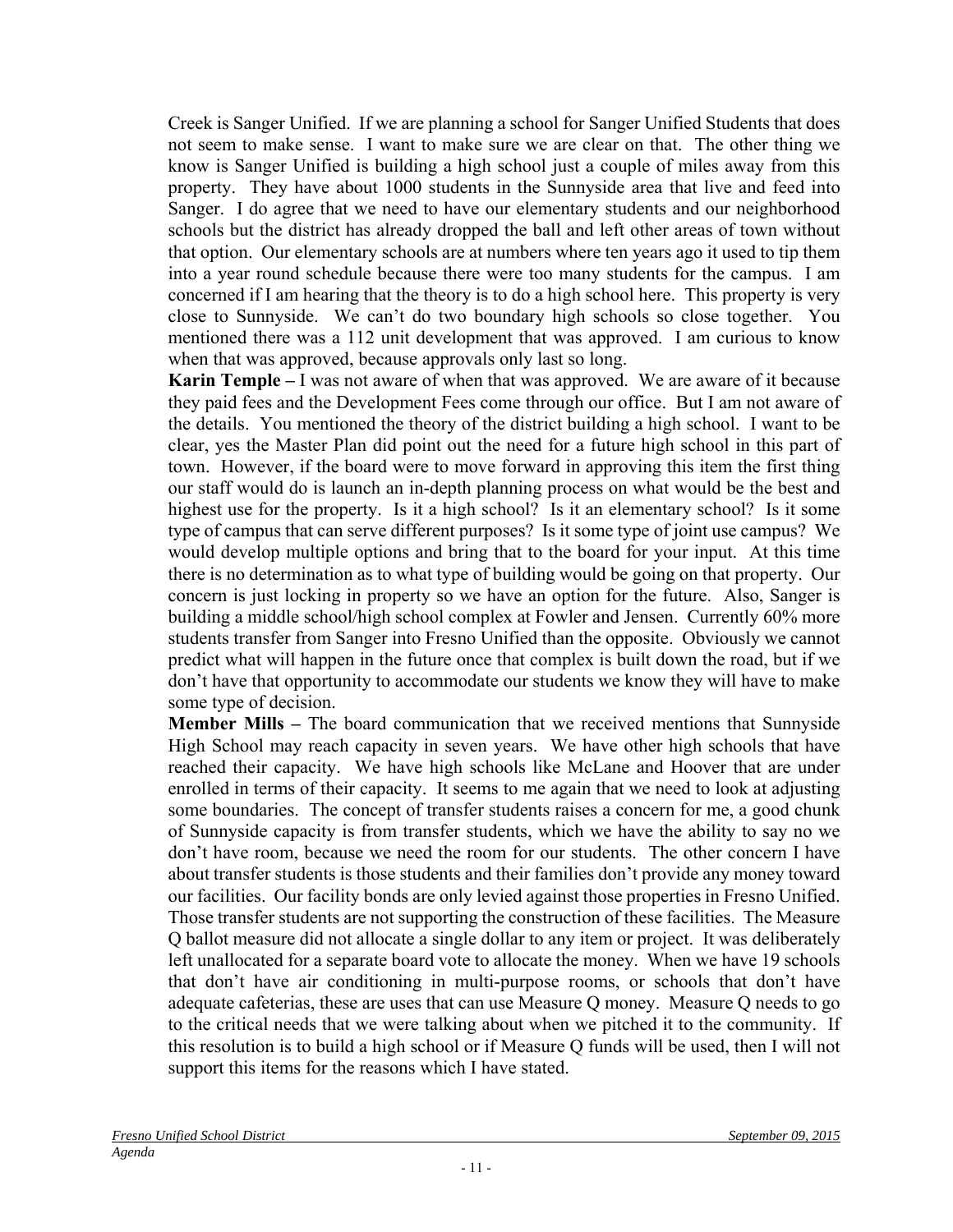Creek is Sanger Unified. If we are planning a school for Sanger Unified Students that does not seem to make sense. I want to make sure we are clear on that. The other thing we know is Sanger Unified is building a high school just a couple of miles away from this property. They have about 1000 students in the Sunnyside area that live and feed into Sanger. I do agree that we need to have our elementary students and our neighborhood schools but the district has already dropped the ball and left other areas of town without that option. Our elementary schools are at numbers where ten years ago it used to tip them into a year round schedule because there were too many students for the campus. I am concerned if I am hearing that the theory is to do a high school here. This property is very close to Sunnyside. We can't do two boundary high schools so close together. You mentioned there was a 112 unit development that was approved. I am curious to know when that was approved, because approvals only last so long.

**Karin Temple –** I was not aware of when that was approved. We are aware of it because they paid fees and the Development Fees come through our office. But I am not aware of the details. You mentioned the theory of the district building a high school. I want to be clear, yes the Master Plan did point out the need for a future high school in this part of town. However, if the board were to move forward in approving this item the first thing our staff would do is launch an in-depth planning process on what would be the best and highest use for the property. Is it a high school? Is it an elementary school? Is it some type of campus that can serve different purposes? Is it some type of joint use campus? We would develop multiple options and bring that to the board for your input. At this time there is no determination as to what type of building would be going on that property. Our concern is just locking in property so we have an option for the future. Also, Sanger is building a middle school/high school complex at Fowler and Jensen. Currently 60% more students transfer from Sanger into Fresno Unified than the opposite. Obviously we cannot predict what will happen in the future once that complex is built down the road, but if we don't have that opportunity to accommodate our students we know they will have to make some type of decision.

**Member Mills –** The board communication that we received mentions that Sunnyside High School may reach capacity in seven years. We have other high schools that have reached their capacity. We have high schools like McLane and Hoover that are under enrolled in terms of their capacity. It seems to me again that we need to look at adjusting some boundaries. The concept of transfer students raises a concern for me, a good chunk of Sunnyside capacity is from transfer students, which we have the ability to say no we don't have room, because we need the room for our students. The other concern I have about transfer students is those students and their families don't provide any money toward our facilities. Our facility bonds are only levied against those properties in Fresno Unified. Those transfer students are not supporting the construction of these facilities. The Measure Q ballot measure did not allocate a single dollar to any item or project. It was deliberately left unallocated for a separate board vote to allocate the money. When we have 19 schools that don't have air conditioning in multi-purpose rooms, or schools that don't have adequate cafeterias, these are uses that can use Measure Q money. Measure Q needs to go to the critical needs that we were talking about when we pitched it to the community. If this resolution is to build a high school or if Measure Q funds will be used, then I will not support this items for the reasons which I have stated.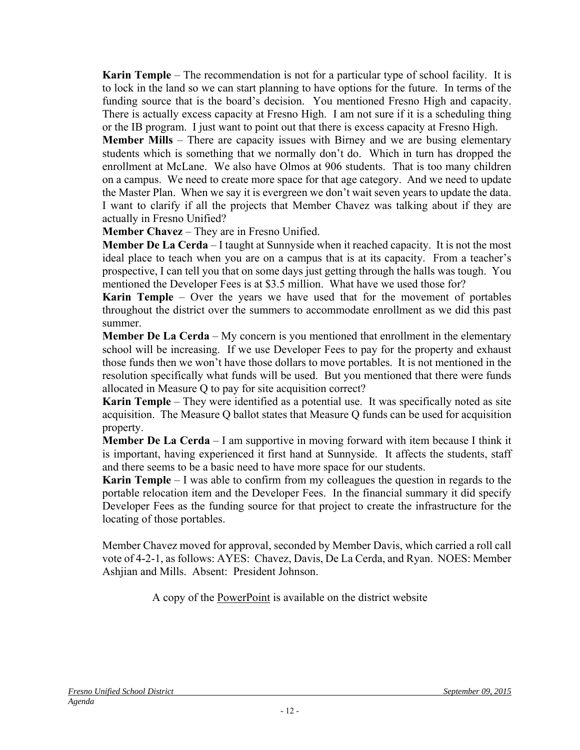**Karin Temple** – The recommendation is not for a particular type of school facility. It is to lock in the land so we can start planning to have options for the future. In terms of the funding source that is the board's decision. You mentioned Fresno High and capacity. There is actually excess capacity at Fresno High. I am not sure if it is a scheduling thing or the IB program. I just want to point out that there is excess capacity at Fresno High.

**Member Mills** – There are capacity issues with Birney and we are busing elementary students which is something that we normally don't do. Which in turn has dropped the enrollment at McLane. We also have Olmos at 906 students. That is too many children on a campus. We need to create more space for that age category. And we need to update the Master Plan. When we say it is evergreen we don't wait seven years to update the data. I want to clarify if all the projects that Member Chavez was talking about if they are actually in Fresno Unified?

**Member Chavez** – They are in Fresno Unified.

**Member De La Cerda** – I taught at Sunnyside when it reached capacity. It is not the most ideal place to teach when you are on a campus that is at its capacity. From a teacher's prospective, I can tell you that on some days just getting through the halls was tough. You mentioned the Developer Fees is at $3.5 million. What have we used those for?

**Karin Temple** – Over the years we have used that for the movement of portables throughout the district over the summers to accommodate enrollment as we did this past summer.

**Member De La Cerda** – My concern is you mentioned that enrollment in the elementary school will be increasing. If we use Developer Fees to pay for the property and exhaust those funds then we won't have those dollars to move portables. It is not mentioned in the resolution specifically what funds will be used. But you mentioned that there were funds allocated in Measure Q to pay for site acquisition correct?

**Karin Temple** – They were identified as a potential use. It was specifically noted as site acquisition. The Measure Q ballot states that Measure Q funds can be used for acquisition property.

**Member De La Cerda** – I am supportive in moving forward with item because I think it is important, having experienced it first hand at Sunnyside. It affects the students, staff and there seems to be a basic need to have more space for our students.

**Karin Temple** – I was able to confirm from my colleagues the question in regards to the portable relocation item and the Developer Fees. In the financial summary it did specify Developer Fees as the funding source for that project to create the infrastructure for the locating of those portables.

Member Chavez moved for approval, seconded by Member Davis, which carried a roll call vote of 4-2-1, as follows: AYES: Chavez, Davis, De La Cerda, and Ryan. NOES: Member Ashjian and Mills. Absent: President Johnson.

A copy of the PowerPoint is available on the district website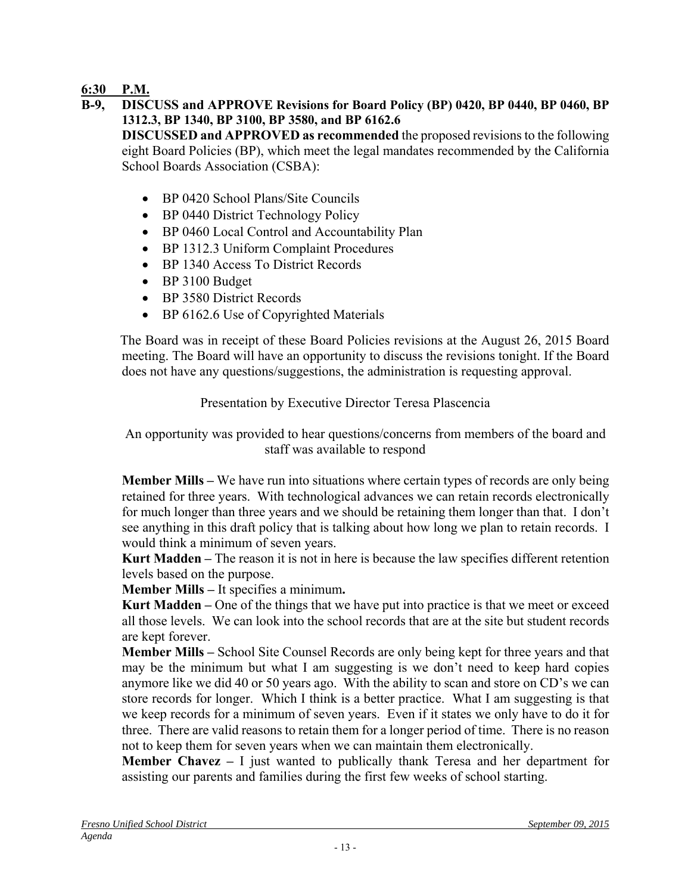**6:30 P.M.**

**B-9, DISCUSS and APPROVE Revisions for Board Policy (BP) 0420, BP 0440, BP 0460, BP 1312.3, BP 1340, BP 3100, BP 3580, and BP 6162.6**

**DISCUSSED and APPROVED as recommended** the proposed revisions to the following eight Board Policies (BP), which meet the legal mandates recommended by the California School Boards Association (CSBA):

- BP 0420 School Plans/Site Councils
- BP 0440 District Technology Policy
- BP 0460 Local Control and Accountability Plan
- BP 1312.3 Uniform Complaint Procedures
- BP 1340 Access To District Records
- BP 3100 Budget
- BP 3580 District Records
- BP 6162.6 Use of Copyrighted Materials

The Board was in receipt of these Board Policies revisions at the August 26, 2015 Board meeting. The Board will have an opportunity to discuss the revisions tonight. If the Board does not have any questions/suggestions, the administration is requesting approval.

Presentation by Executive Director Teresa Plascencia

An opportunity was provided to hear questions/concerns from members of the board and staff was available to respond

**Member Mills –** We have run into situations where certain types of records are only being retained for three years. With technological advances we can retain records electronically for much longer than three years and we should be retaining them longer than that. I don't see anything in this draft policy that is talking about how long we plan to retain records. I would think a minimum of seven years.

**Kurt Madden –** The reason it is not in here is because the law specifies different retention levels based on the purpose.

**Member Mills –** It specifies a minimum**.**

**Kurt Madden –** One of the things that we have put into practice is that we meet or exceed all those levels. We can look into the school records that are at the site but student records are kept forever.

**Member Mills –** School Site Counsel Records are only being kept for three years and that may be the minimum but what I am suggesting is we don't need to keep hard copies anymore like we did 40 or 50 years ago. With the ability to scan and store on CD's we can store records for longer. Which I think is a better practice. What I am suggesting is that we keep records for a minimum of seven years. Even if it states we only have to do it for three. There are valid reasons to retain them for a longer period of time. There is no reason not to keep them for seven years when we can maintain them electronically.

**Member Chavez –** I just wanted to publically thank Teresa and her department for assisting our parents and families during the first few weeks of school starting.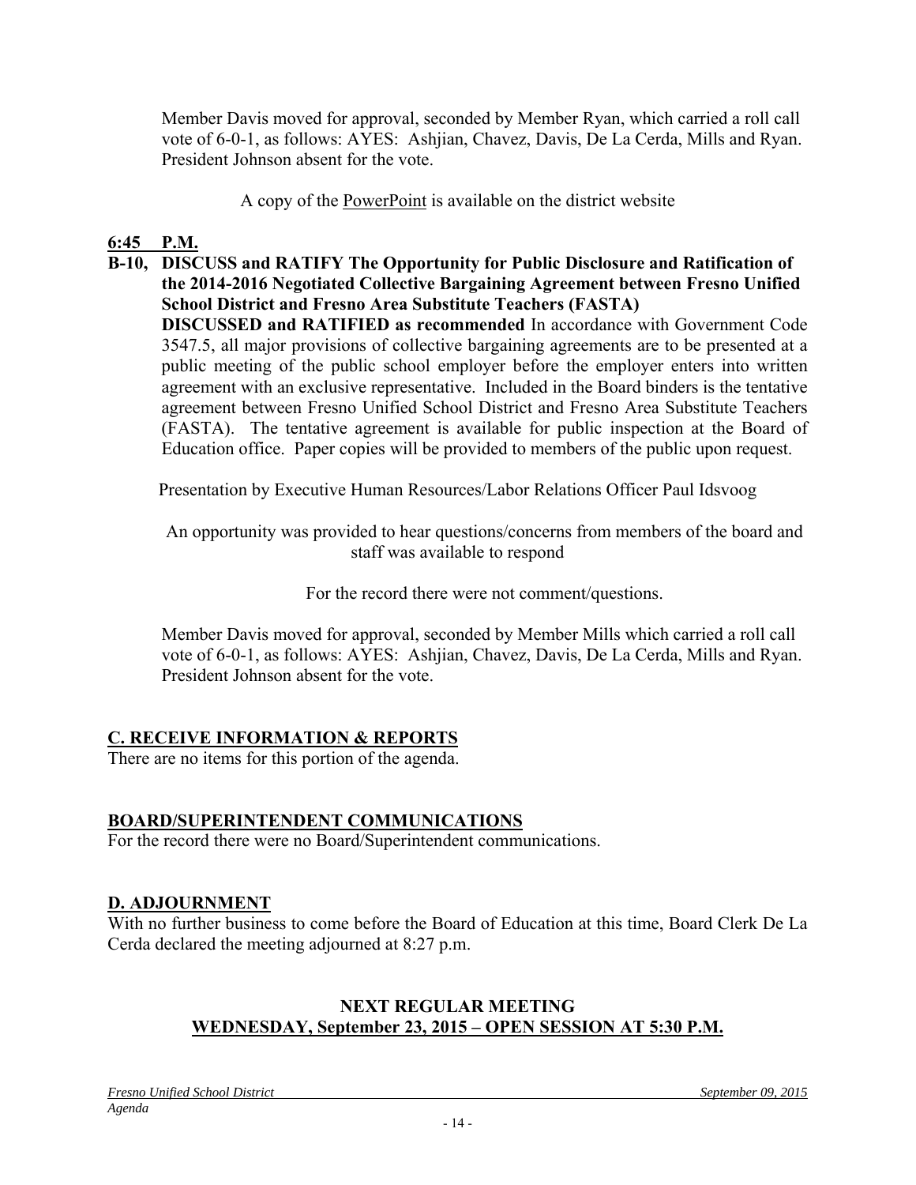Member Davis moved for approval, seconded by Member Ryan, which carried a roll call vote of 6-0-1, as follows: AYES: Ashjian, Chavez, Davis, De La Cerda, Mills and Ryan. President Johnson absent for the vote.

A copy of the PowerPoint is available on the district website

**6:45 P.M.**

**B-10, DISCUSS and RATIFY The Opportunity for Public Disclosure and Ratification of the 2014-2016 Negotiated Collective Bargaining Agreement between Fresno Unified School District and Fresno Area Substitute Teachers (FASTA)**

**DISCUSSED and RATIFIED as recommended** In accordance with Government Code 3547.5, all major provisions of collective bargaining agreements are to be presented at a public meeting of the public school employer before the employer enters into written agreement with an exclusive representative. Included in the Board binders is the tentative agreement between Fresno Unified School District and Fresno Area Substitute Teachers (FASTA). The tentative agreement is available for public inspection at the Board of Education office. Paper copies will be provided to members of the public upon request.

Presentation by Executive Human Resources/Labor Relations Officer Paul Idsvoog

An opportunity was provided to hear questions/concerns from members of the board and staff was available to respond

For the record there were not comment/questions.

Member Davis moved for approval, seconded by Member Mills which carried a roll call vote of 6-0-1, as follows: AYES: Ashjian, Chavez, Davis, De La Cerda, Mills and Ryan. President Johnson absent for the vote.

## C. RECEIVE INFORMATION & REPORTS

There are no items for this portion of the agenda.

## BOARD/SUPERINTENDENT COMMUNICATIONS

For the record there were no Board/Superintendent communications.

## D. ADJOURNMENT

With no further business to come before the Board of Education at this time, Board Clerk De La Cerda declared the meeting adjourned at 8:27 p.m.

**NEXT REGULAR MEETING**
**WEDNESDAY, September 23, 2015 – OPEN SESSION AT 5:30 P.M.**